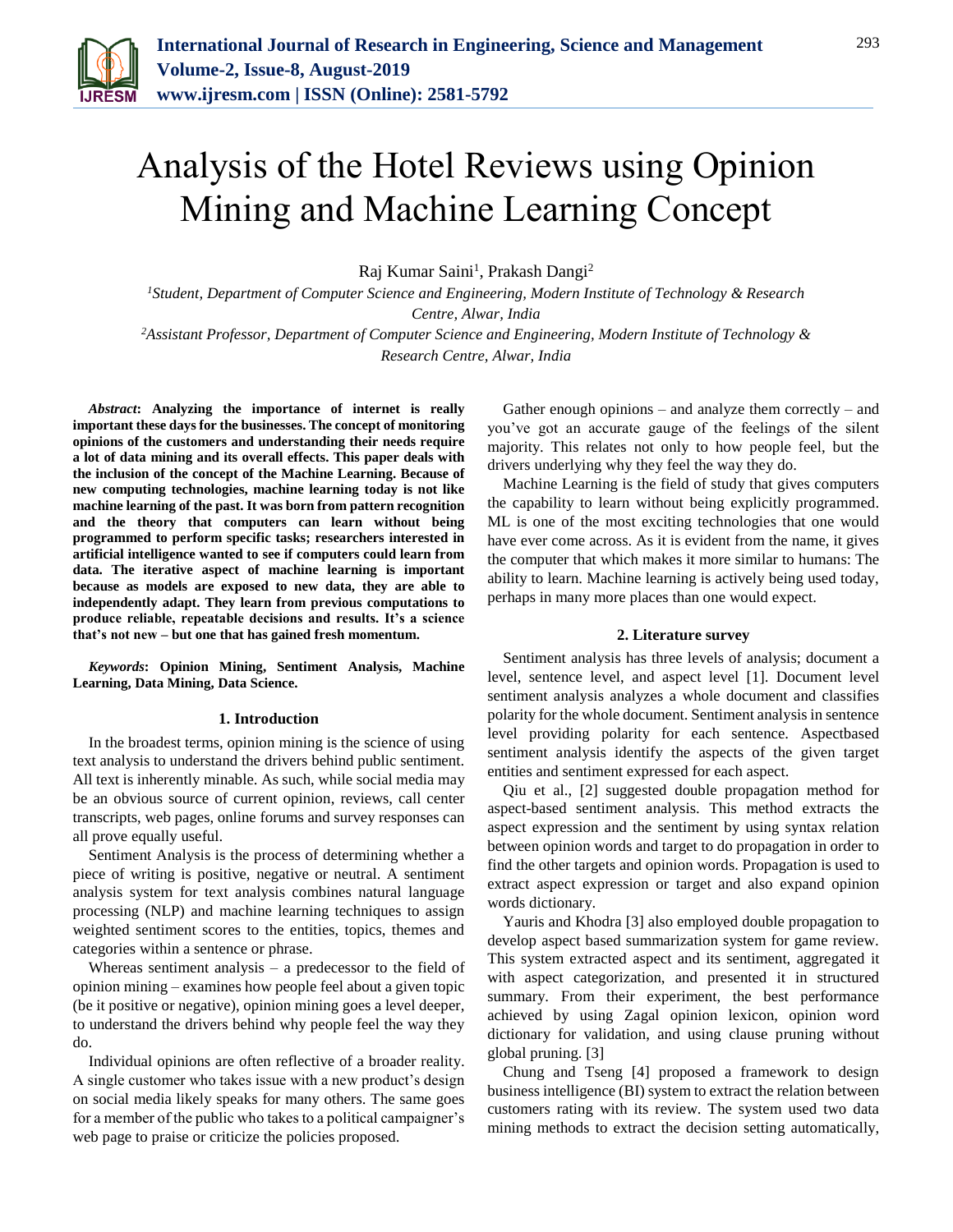# Analysis of the Hotel Reviews using Opinion Mining and Machine Learning Concept

Raj Kumar Saini[1], Prakash Dangi[2]

[1]*Student, Department of Computer Science and Engineering, Modern Institute of Technology & Research Centre, Alwar, India*

[2]*Assistant Professor, Department of Computer Science and Engineering, Modern Institute of Technology & Research Centre, Alwar, India*

***Abstract*: Analyzing the importance of internet is really important these days for the businesses. The concept of monitoring opinions of the customers and understanding their needs require a lot of data mining and its overall effects. This paper deals with the inclusion of the concept of the Machine Learning. Because of new computing technologies, machine learning today is not like machine learning of the past. It was born from pattern recognition and the theory that computers can learn without being programmed to perform specific tasks; researchers interested in artificial intelligence wanted to see if computers could learn from data. The iterative aspect of machine learning is important because as models are exposed to new data, they are able to independently adapt. They learn from previous computations to produce reliable, repeatable decisions and results. It's a science that's not new – but one that has gained fresh momentum.**

***Keywords*: Opinion Mining, Sentiment Analysis, Machine Learning, Data Mining, Data Science.**

## 1. Introduction

In the broadest terms, opinion mining is the science of using text analysis to understand the drivers behind public sentiment. All text is inherently minable. As such, while social media may be an obvious source of current opinion, reviews, call center transcripts, web pages, online forums and survey responses can all prove equally useful.

Sentiment Analysis is the process of determining whether a piece of writing is positive, negative or neutral. A sentiment analysis system for text analysis combines natural language processing (NLP) and machine learning techniques to assign weighted sentiment scores to the entities, topics, themes and categories within a sentence or phrase.

Whereas sentiment analysis – a predecessor to the field of opinion mining – examines how people feel about a given topic (be it positive or negative), opinion mining goes a level deeper, to understand the drivers behind why people feel the way they do.

Individual opinions are often reflective of a broader reality. A single customer who takes issue with a new product's design on social media likely speaks for many others. The same goes for a member of the public who takes to a political campaigner's web page to praise or criticize the policies proposed.

Gather enough opinions – and analyze them correctly – and you've got an accurate gauge of the feelings of the silent majority. This relates not only to how people feel, but the drivers underlying why they feel the way they do.

Machine Learning is the field of study that gives computers the capability to learn without being explicitly programmed. ML is one of the most exciting technologies that one would have ever come across. As it is evident from the name, it gives the computer that which makes it more similar to humans: The ability to learn. Machine learning is actively being used today, perhaps in many more places than one would expect.

## 2. Literature survey

Sentiment analysis has three levels of analysis; document a level, sentence level, and aspect level [1]. Document level sentiment analysis analyzes a whole document and classifies polarity for the whole document. Sentiment analysis in sentence level providing polarity for each sentence. Aspectbased sentiment analysis identify the aspects of the given target entities and sentiment expressed for each aspect.

Qiu et al., [2] suggested double propagation method for aspect-based sentiment analysis. This method extracts the aspect expression and the sentiment by using syntax relation between opinion words and target to do propagation in order to find the other targets and opinion words. Propagation is used to extract aspect expression or target and also expand opinion words dictionary.

Yauris and Khodra [3] also employed double propagation to develop aspect based summarization system for game review. This system extracted aspect and its sentiment, aggregated it with aspect categorization, and presented it in structured summary. From their experiment, the best performance achieved by using Zagal opinion lexicon, opinion word dictionary for validation, and using clause pruning without global pruning. [3]

Chung and Tseng [4] proposed a framework to design business intelligence (BI) system to extract the relation between customers rating with its review. The system used two data mining methods to extract the decision setting automatically,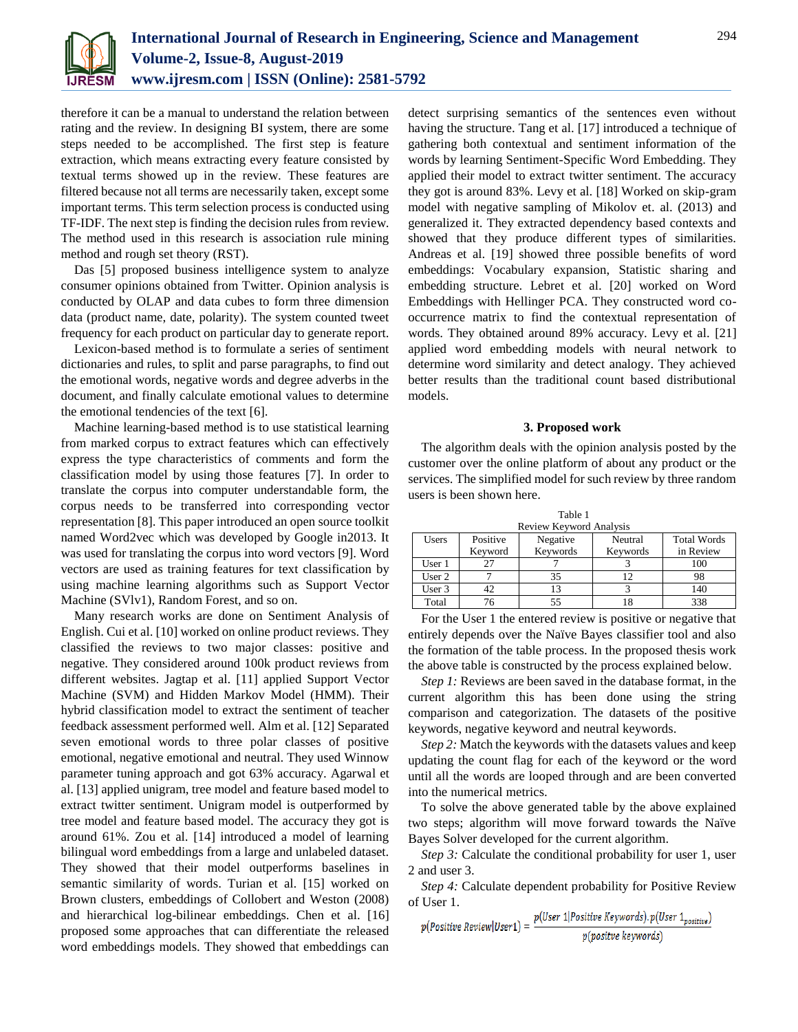therefore it can be a manual to understand the relation between rating and the review. In designing BI system, there are some steps needed to be accomplished. The first step is feature extraction, which means extracting every feature consisted by textual terms showed up in the review. These features are filtered because not all terms are necessarily taken, except some important terms. This term selection process is conducted using TF-IDF. The next step is finding the decision rules from review. The method used in this research is association rule mining method and rough set theory (RST).

Das [5] proposed business intelligence system to analyze consumer opinions obtained from Twitter. Opinion analysis is conducted by OLAP and data cubes to form three dimension data (product name, date, polarity). The system counted tweet frequency for each product on particular day to generate report.

Lexicon-based method is to formulate a series of sentiment dictionaries and rules, to split and parse paragraphs, to find out the emotional words, negative words and degree adverbs in the document, and finally calculate emotional values to determine the emotional tendencies of the text [6].

Machine learning-based method is to use statistical learning from marked corpus to extract features which can effectively express the type characteristics of comments and form the classification model by using those features [7]. In order to translate the corpus into computer understandable form, the corpus needs to be transferred into corresponding vector representation [8]. This paper introduced an open source toolkit named Word2vec which was developed by Google in2013. It was used for translating the corpus into word vectors [9]. Word vectors are used as training features for text classification by using machine learning algorithms such as Support Vector Machine (SVlv1), Random Forest, and so on.

Many research works are done on Sentiment Analysis of English. Cui et al. [10] worked on online product reviews. They classified the reviews to two major classes: positive and negative. They considered around 100k product reviews from different websites. Jagtap et al. [11] applied Support Vector Machine (SVM) and Hidden Markov Model (HMM). Their hybrid classification model to extract the sentiment of teacher feedback assessment performed well. Alm et al. [12] Separated seven emotional words to three polar classes of positive emotional, negative emotional and neutral. They used Winnow parameter tuning approach and got 63% accuracy. Agarwal et al. [13] applied unigram, tree model and feature based model to extract twitter sentiment. Unigram model is outperformed by tree model and feature based model. The accuracy they got is around 61%. Zou et al. [14] introduced a model of learning bilingual word embeddings from a large and unlabeled dataset. They showed that their model outperforms baselines in semantic similarity of words. Turian et al. [15] worked on Brown clusters, embeddings of Collobert and Weston (2008) and hierarchical log-bilinear embeddings. Chen et al. [16] proposed some approaches that can differentiate the released word embeddings models. They showed that embeddings can detect surprising semantics of the sentences even without having the structure. Tang et al. [17] introduced a technique of gathering both contextual and sentiment information of the words by learning Sentiment-Specific Word Embedding. They applied their model to extract twitter sentiment. The accuracy they got is around 83%. Levy et al. [18] Worked on skip-gram model with negative sampling of Mikolov et. al. (2013) and generalized it. They extracted dependency based contexts and showed that they produce different types of similarities. Andreas et al. [19] showed three possible benefits of word embeddings: Vocabulary expansion, Statistic sharing and embedding structure. Lebret et al. [20] worked on Word Embeddings with Hellinger PCA. They constructed word co-occurrence matrix to find the contextual representation of words. They obtained around 89% accuracy. Levy et al. [21] applied word embedding models with neural network to determine word similarity and detect analogy. They achieved better results than the traditional count based distributional models.

## 3. Proposed work

The algorithm deals with the opinion analysis posted by the customer over the online platform of about any product or the services. The simplified model for such review by three random users is been shown here.

Table 1
Review Keyword Analysis

| Users | Positive Keyword | Negative Keywords | Neutral Keywords | Total Words in Review |
|---|---|---|---|---|
| User 1 | 27 | 7 | 3 | 100 |
| User 2 | 7 | 35 | 12 | 98 |
| User 3 | 42 | 13 | 3 | 140 |
| Total | 76 | 55 | 18 | 338 |

For the User 1 the entered review is positive or negative that entirely depends over the Naïve Bayes classifier tool and also the formation of the table process. In the proposed thesis work the above table is constructed by the process explained below.

*Step 1:* Reviews are been saved in the database format, in the current algorithm this has been done using the string comparison and categorization. The datasets of the positive keywords, negative keyword and neutral keywords.

*Step 2:* Match the keywords with the datasets values and keep updating the count flag for each of the keyword or the word until all the words are looped through and are been converted into the numerical metrics.

To solve the above generated table by the above explained two steps; algorithm will move forward towards the Naïve Bayes Solver developed for the current algorithm.

*Step 3:* Calculate the conditional probability for user 1, user 2 and user 3.

*Step 4:* Calculate dependent probability for Positive Review of User 1.

$$p(Positive\ Review|User1) = \frac{p(User\ 1|Positive\ Keywords).p(User\ 1_{positive})}{p(positve\ keywords)}$$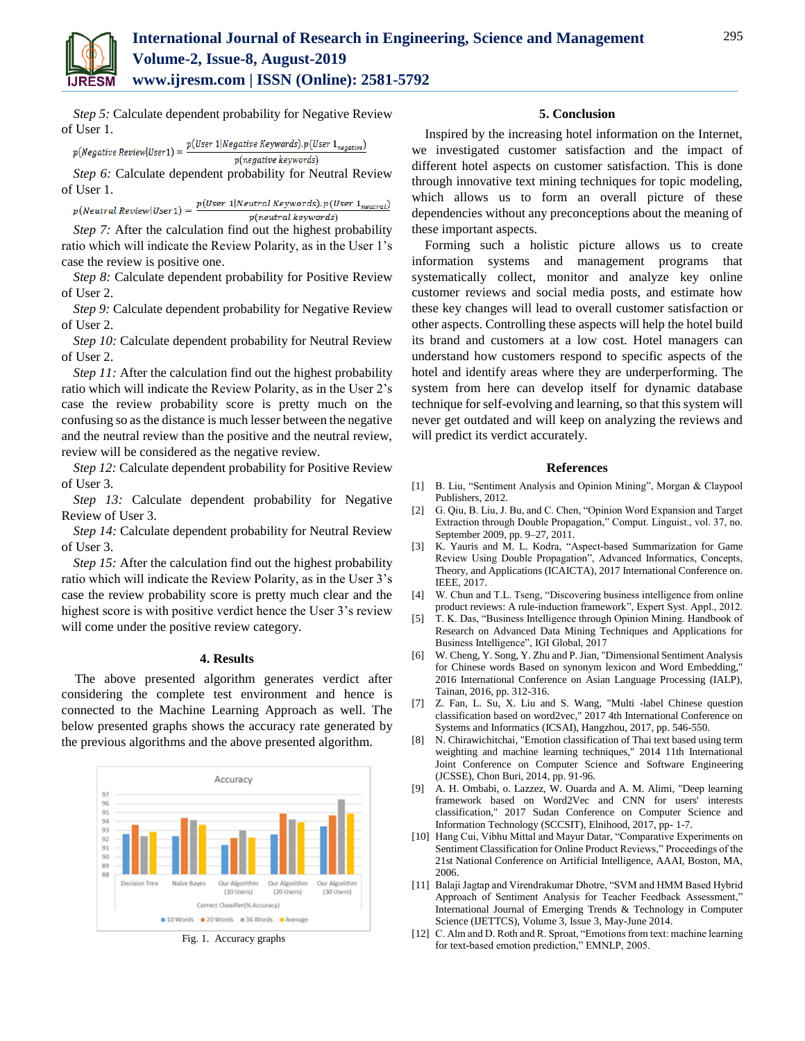*Step 5:* Calculate dependent probability for Negative Review of User 1.

$$p(\textit{Negative Review}|\textit{User1}) = \frac{p(\textit{User 1}|\textit{Negative Keywords}).p(\textit{User } \mathbf{1}_{negative})}{p(\textit{negative keywords})}$$

*Step 6:* Calculate dependent probability for Neutral Review of User 1.

$$p(\textit{Neutral Review}|\textit{User1}) = \frac{p(\textit{User 1}|\textit{Neutral Keywords}).p(\textit{User } \mathbf{1}_{neutral})}{p(\textit{neutral keywords})}$$

*Step 7:* After the calculation find out the highest probability ratio which will indicate the Review Polarity, as in the User 1's case the review is positive one.

*Step 8:* Calculate dependent probability for Positive Review of User 2.

*Step 9:* Calculate dependent probability for Negative Review of User 2.

*Step 10:* Calculate dependent probability for Neutral Review of User 2.

*Step 11:* After the calculation find out the highest probability ratio which will indicate the Review Polarity, as in the User 2's case the review probability score is pretty much on the confusing so as the distance is much lesser between the negative and the neutral review than the positive and the neutral review, review will be considered as the negative review.

*Step 12:* Calculate dependent probability for Positive Review of User 3.

*Step 13:* Calculate dependent probability for Negative Review of User 3.

*Step 14:* Calculate dependent probability for Neutral Review of User 3.

*Step 15:* After the calculation find out the highest probability ratio which will indicate the Review Polarity, as in the User 3's case the review probability score is pretty much clear and the highest score is with positive verdict hence the User 3's review will come under the positive review category.

## 4. Results

The above presented algorithm generates verdict after considering the complete test environment and hence is connected to the Machine Learning Approach as well. The below presented graphs shows the accuracy rate generated by the previous algorithms and the above presented algorithm.

Accuracy

97
96
95
94
93
92
91
90
89
88

Decision Tree
Naive Bayes
Our Algorithm (10 Users)
Our Algorithm (20 Users)
Our Algorithm (30 Users)

Correct Classifier(% Accuracy)

10 Words
20 Words
36 Words
Average

Fig. 1. Accuracy graphs

## 5. Conclusion

Inspired by the increasing hotel information on the Internet, we investigated customer satisfaction and the impact of different hotel aspects on customer satisfaction. This is done through innovative text mining techniques for topic modeling, which allows us to form an overall picture of these dependencies without any preconceptions about the meaning of these important aspects.

Forming such a holistic picture allows us to create information systems and management programs that systematically collect, monitor and analyze key online customer reviews and social media posts, and estimate how these key changes will lead to overall customer satisfaction or other aspects. Controlling these aspects will help the hotel build its brand and customers at a low cost. Hotel managers can understand how customers respond to specific aspects of the hotel and identify areas where they are underperforming. The system from here can develop itself for dynamic database technique for self-evolving and learning, so that this system will never get outdated and will keep on analyzing the reviews and will predict its verdict accurately.

## References

[1] B. Liu, "Sentiment Analysis and Opinion Mining", Morgan & Claypool Publishers, 2012.

[2] G. Qiu, B. Liu, J. Bu, and C. Chen, "Opinion Word Expansion and Target Extraction through Double Propagation," Comput. Linguist., vol. 37, no. September 2009, pp. 9–27, 2011.

[3] K. Yauris and M. L. Kodra, "Aspect-based Summarization for Game Review Using Double Propagation", Advanced Informatics, Concepts, Theory, and Applications (ICAICTA), 2017 International Conference on. IEEE, 2017.

[4] W. Chun and T.L. Tseng, "Discovering business intelligence from online product reviews: A rule-induction framework", Expert Syst. Appl., 2012.

[5] T. K. Das, "Business Intelligence through Opinion Mining. Handbook of Research on Advanced Data Mining Techniques and Applications for Business Intelligence", IGI Global, 2017

[6] W. Cheng, Y. Song, Y. Zhu and P. Jian, "Dimensional Sentiment Analysis for Chinese words Based on synonym lexicon and Word Embedding," 2016 International Conference on Asian Language Processing (IALP), Tainan, 2016, pp. 312-316.

[7] Z. Fan, L. Su, X. Liu and S. Wang, "Multi -label Chinese question classification based on word2vec," 2017 4th International Conference on Systems and Informatics (ICSAI), Hangzhou, 2017, pp. 546-550.

[8] N. Chirawichitchai, "Emotion classification of Thai text based using term weighting and machine learning techniques," 2014 11th International Joint Conference on Computer Science and Software Engineering (JCSSE), Chon Buri, 2014, pp. 91-96.

[9] A. H. Ombabi, o. Lazzez, W. Ouarda and A. M. Alimi, "Deep learning framework based on Word2Vec and CNN for users' interests classification," 2017 Sudan Conference on Computer Science and Information Technology (SCCSIT), Elnihood, 2017, pp- 1-7.

[10] Hang Cui, Vibhu Mittal and Mayur Datar, "Comparative Experiments on Sentiment Classification for Online Product Reviews," Proceedings of the 21st National Conference on Artificial Intelligence, AAAI, Boston, MA, 2006.

[11] Balaji Jagtap and Virendrakumar Dhotre, "SVM and HMM Based Hybrid Approach of Sentiment Analysis for Teacher Feedback Assessment," International Journal of Emerging Trends & Technology in Computer Science (IJETTCS), Volume 3, Issue 3, May-June 2014.

[12] C. Alm and D. Roth and R. Sproat, "Emotions from text: machine learning for text-based emotion prediction," EMNLP, 2005.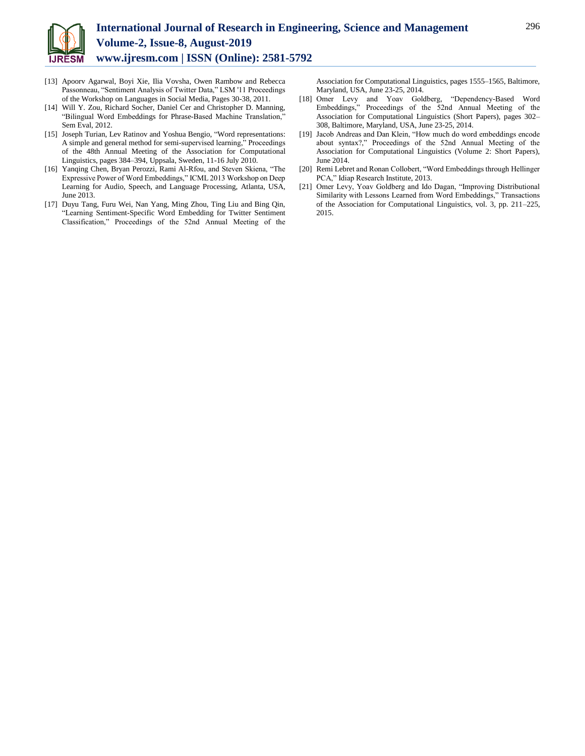[13] Apoorv Agarwal, Boyi Xie, Ilia Vovsha, Owen Rambow and Rebecca Passonneau, "Sentiment Analysis of Twitter Data," LSM '11 Proceedings of the Workshop on Languages in Social Media, Pages 30-38, 2011.

[14] Will Y. Zou, Richard Socher, Daniel Cer and Christopher D. Manning, "Bilingual Word Embeddings for Phrase-Based Machine Translation," Sem Eval, 2012.

[15] Joseph Turian, Lev Ratinov and Yoshua Bengio, "Word representations: A simple and general method for semi-supervised learning," Proceedings of the 48th Annual Meeting of the Association for Computational Linguistics, pages 384–394, Uppsala, Sweden, 11-16 July 2010.

[16] Yanqing Chen, Bryan Perozzi, Rami Al-Rfou, and Steven Skiena, "The Expressive Power of Word Embeddings," ICML 2013 Workshop on Deep Learning for Audio, Speech, and Language Processing, Atlanta, USA, June 2013.

[17] Duyu Tang, Furu Wei, Nan Yang, Ming Zhou, Ting Liu and Bing Qin, "Learning Sentiment-Specific Word Embedding for Twitter Sentiment Classification," Proceedings of the 52nd Annual Meeting of the Association for Computational Linguistics, pages 1555–1565, Baltimore, Maryland, USA, June 23-25, 2014.

[18] Omer Levy and Yoav Goldberg, "Dependency-Based Word Embeddings," Proceedings of the 52nd Annual Meeting of the Association for Computational Linguistics (Short Papers), pages 302–308, Baltimore, Maryland, USA, June 23-25, 2014.

[19] Jacob Andreas and Dan Klein, "How much do word embeddings encode about syntax?," Proceedings of the 52nd Annual Meeting of the Association for Computational Linguistics (Volume 2: Short Papers), June 2014.

[20] Remi Lebret and Ronan Collobert, "Word Embeddings through Hellinger PCA," Idiap Research Institute, 2013.

[21] Omer Levy, Yoav Goldberg and Ido Dagan, "Improving Distributional Similarity with Lessons Learned from Word Embeddings," Transactions of the Association for Computational Linguistics, vol. 3, pp. 211–225, 2015.